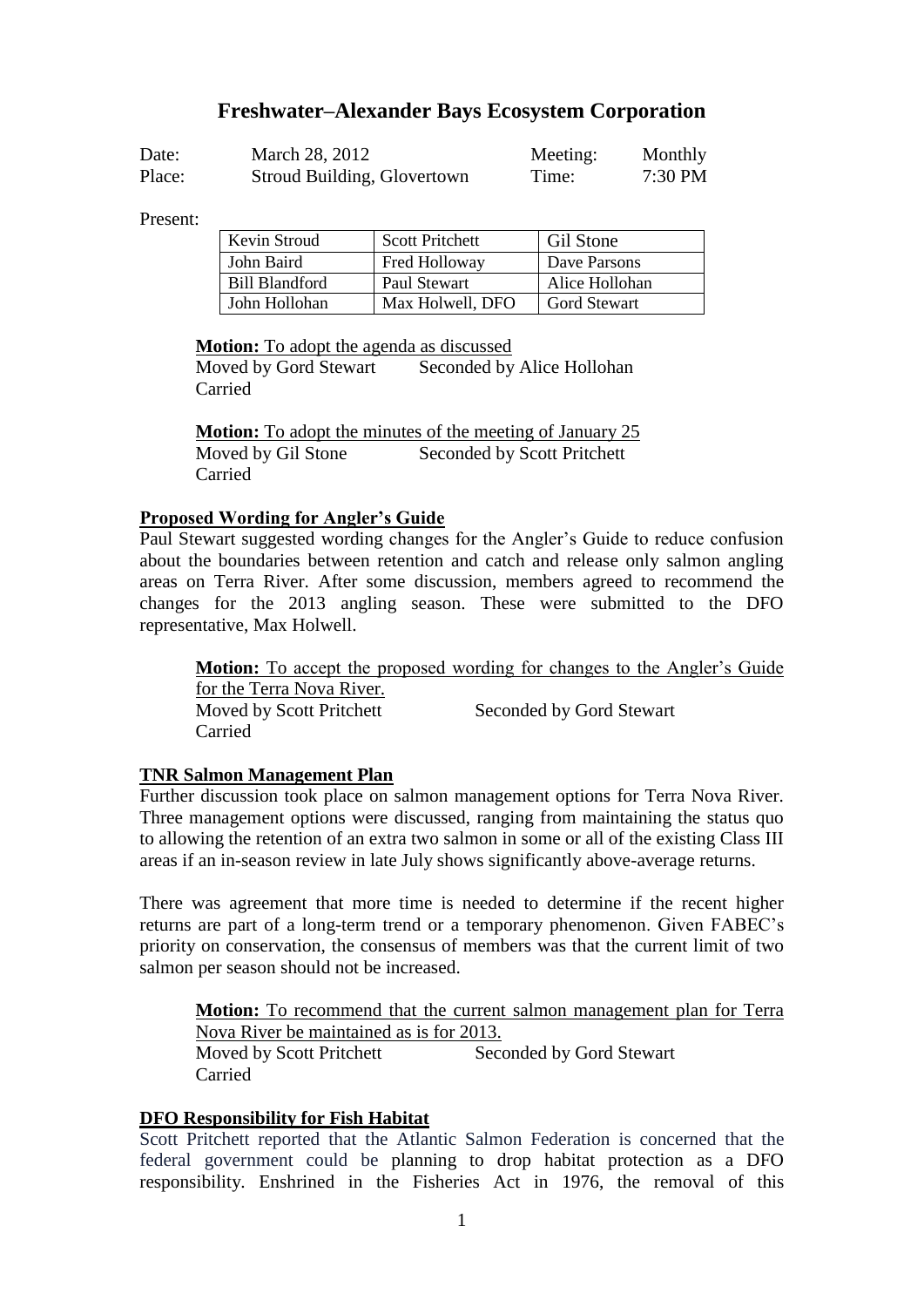# Freshwater–Alexander Bays Ecosystem Corporation

| Date: | March 28, 2012 | Meeting: | Monthly |
|---|---|---|---|
| Place: | Stroud Building, Glovertown | Time: | 7:30 PM |

Present:

| Kevin Stroud | Scott Pritchett | Gil Stone |
|---|---|---|
| John Baird | Fred Holloway | Dave Parsons |
| Bill Blandford | Paul Stewart | Alice Hollohan |
| John Hollohan | Max Holwell, DFO | Gord Stewart |

**Motion:** To adopt the agenda as discussed
Moved by Gord Stewart Seconded by Alice Hollohan
Carried

**Motion:** To adopt the minutes of the meeting of January 25
Moved by Gil Stone Seconded by Scott Pritchett
Carried

**Proposed Wording for Angler's Guide**

Paul Stewart suggested wording changes for the Angler's Guide to reduce confusion about the boundaries between retention and catch and release only salmon angling areas on Terra River. After some discussion, members agreed to recommend the changes for the 2013 angling season. These were submitted to the DFO representative, Max Holwell.

**Motion:** To accept the proposed wording for changes to the Angler's Guide for the Terra Nova River.
Moved by Scott Pritchett Seconded by Gord Stewart
Carried

**TNR Salmon Management Plan**

Further discussion took place on salmon management options for Terra Nova River. Three management options were discussed, ranging from maintaining the status quo to allowing the retention of an extra two salmon in some or all of the existing Class III areas if an in-season review in late July shows significantly above-average returns.

There was agreement that more time is needed to determine if the recent higher returns are part of a long-term trend or a temporary phenomenon. Given FABEC's priority on conservation, the consensus of members was that the current limit of two salmon per season should not be increased.

**Motion:** To recommend that the current salmon management plan for Terra Nova River be maintained as is for 2013.
Moved by Scott Pritchett Seconded by Gord Stewart
Carried

**DFO Responsibility for Fish Habitat**

Scott Pritchett reported that the Atlantic Salmon Federation is concerned that the federal government could be planning to drop habitat protection as a DFO responsibility. Enshrined in the Fisheries Act in 1976, the removal of this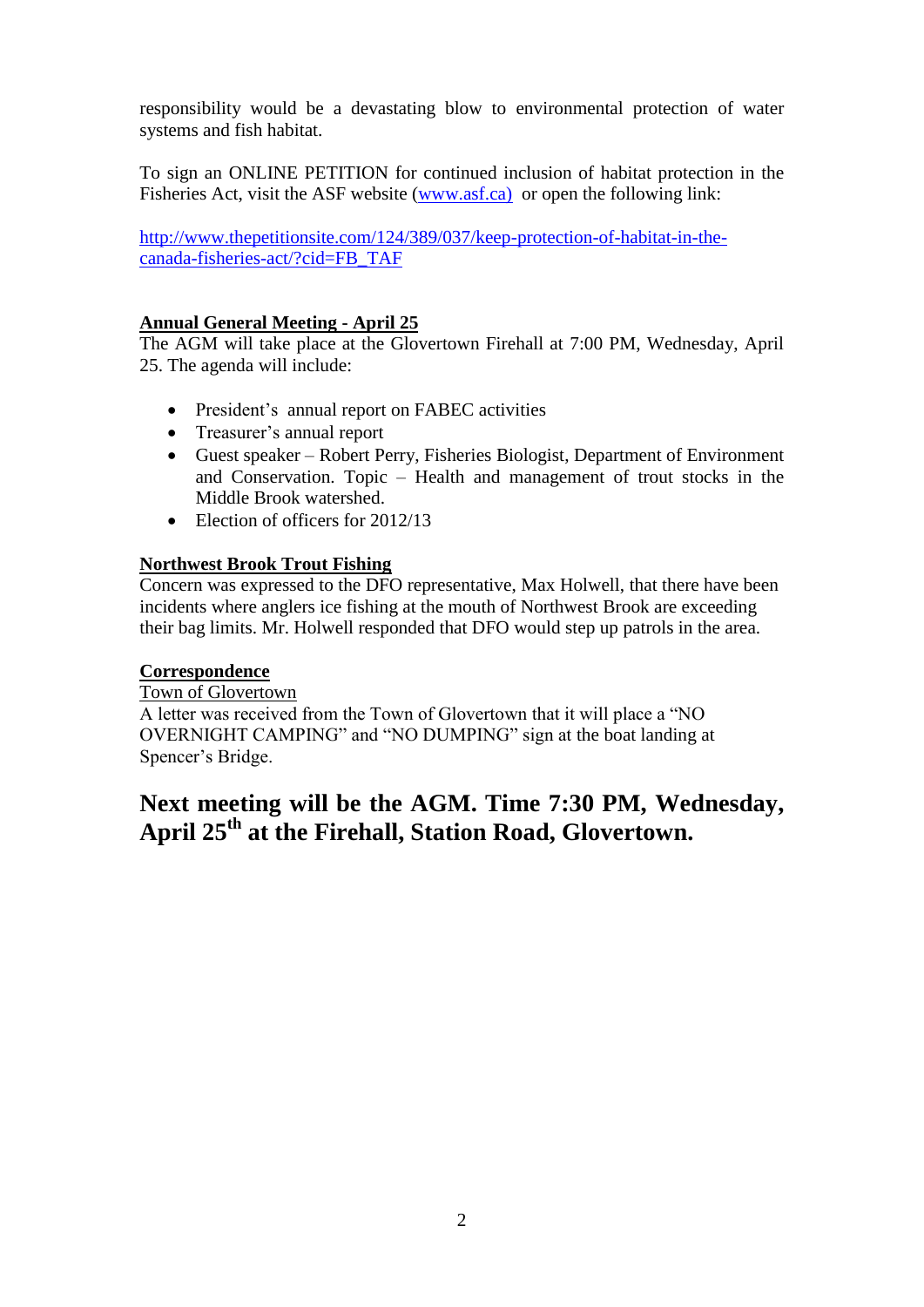responsibility would be a devastating blow to environmental protection of water systems and fish habitat.

To sign an ONLINE PETITION for continued inclusion of habitat protection in the Fisheries Act, visit the ASF website (www.asf.ca) or open the following link:

http://www.thepetitionsite.com/124/389/037/keep-protection-of-habitat-in-the-canada-fisheries-act/?cid=FB_TAF

**Annual General Meeting - April 25**

The AGM will take place at the Glovertown Firehall at 7:00 PM, Wednesday, April 25. The agenda will include:

- President's annual report on FABEC activities
- Treasurer's annual report
- Guest speaker – Robert Perry, Fisheries Biologist, Department of Environment and Conservation. Topic – Health and management of trout stocks in the Middle Brook watershed.
- Election of officers for 2012/13

**Northwest Brook Trout Fishing**

Concern was expressed to the DFO representative, Max Holwell, that there have been incidents where anglers ice fishing at the mouth of Northwest Brook are exceeding their bag limits. Mr. Holwell responded that DFO would step up patrols in the area.

**Correspondence**

Town of Glovertown

A letter was received from the Town of Glovertown that it will place a "NO OVERNIGHT CAMPING" and "NO DUMPING" sign at the boat landing at Spencer's Bridge.

## Next meeting will be the AGM. Time 7:30 PM, Wednesday, April 25th at the Firehall, Station Road, Glovertown.